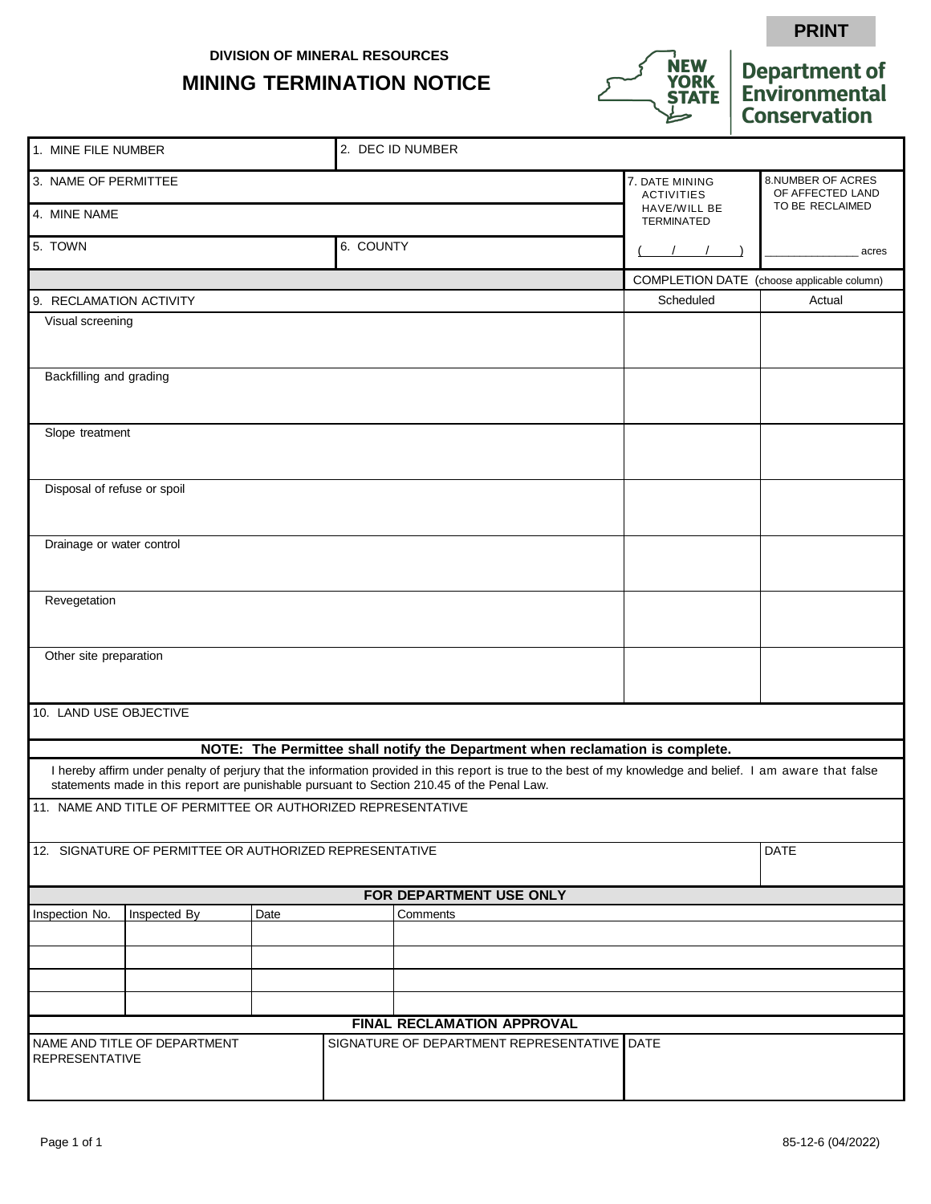PRINT

**DIVISION OF MINERAL RESOURCES**

# MINING TERMINATION NOTICE

NEW YORK STATE | Department of Environmental Conservation

| 1. MINE FILE NUMBER | 2. DEC ID NUMBER | | |
|---|---|---|---|
| 3. NAME OF PERMITTEE | | 7. DATE MINING ACTIVITIES HAVE/WILL BE TERMINATED | 8. NUMBER OF ACRES OF AFFECTED LAND TO BE RECLAIMED |
| 4. MINE NAME | | | |
| 5. TOWN | 6. COUNTY | ( / / ) | _______________ acres |

| | COMPLETION DATE (choose applicable column) | |
|---|---|---|
| **9. RECLAMATION ACTIVITY** | **Scheduled** | **Actual** |
| Visual screening | | |
| Backfilling and grading | | |
| Slope treatment | | |
| Disposal of refuse or spoil | | |
| Drainage or water control | | |
| Revegetation | | |
| Other site preparation | | |

10. LAND USE OBJECTIVE

**NOTE: The Permittee shall notify the Department when reclamation is complete.**

I hereby affirm under penalty of perjury that the information provided in this report is true to the best of my knowledge and belief. I am aware that false statements made in this report are punishable pursuant to Section 210.45 of the Penal Law.

11. NAME AND TITLE OF PERMITTEE OR AUTHORIZED REPRESENTATIVE

| 12. SIGNATURE OF PERMITTEE OR AUTHORIZED REPRESENTATIVE | DATE |
|---|---|
| | |

**FOR DEPARTMENT USE ONLY**

| Inspection No. | Inspected By | Date | Comments |
|---|---|---|---|
| | | | |
| | | | |
| | | | |
| | | | |

**FINAL RECLAMATION APPROVAL**

| NAME AND TITLE OF DEPARTMENT REPRESENTATIVE | SIGNATURE OF DEPARTMENT REPRESENTATIVE | DATE |
|---|---|---|
| | | |

85-12-6 (04/2022)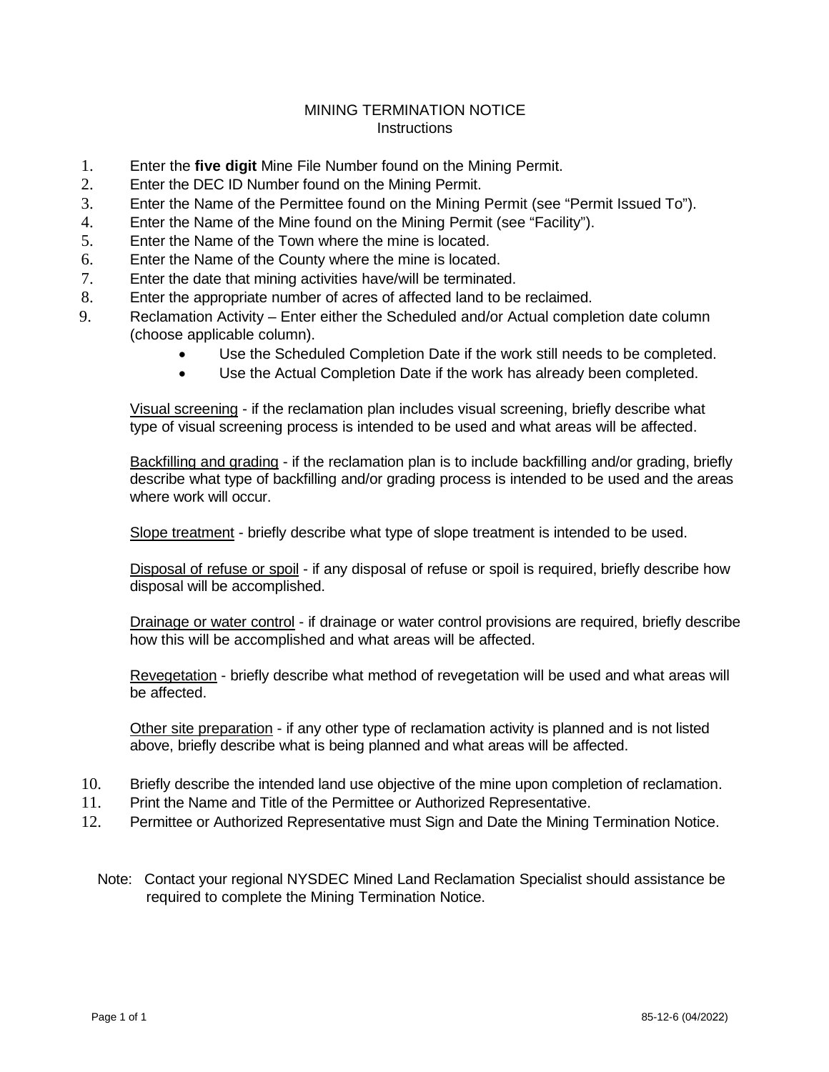# MINING TERMINATION NOTICE
## Instructions

1. Enter the **five digit** Mine File Number found on the Mining Permit.
2. Enter the DEC ID Number found on the Mining Permit.
3. Enter the Name of the Permittee found on the Mining Permit (see "Permit Issued To").
4. Enter the Name of the Mine found on the Mining Permit (see "Facility").
5. Enter the Name of the Town where the mine is located.
6. Enter the Name of the County where the mine is located.
7. Enter the date that mining activities have/will be terminated.
8. Enter the appropriate number of acres of affected land to be reclaimed.
9. Reclamation Activity – Enter either the Scheduled and/or Actual completion date column (choose applicable column).
   - Use the Scheduled Completion Date if the work still needs to be completed.
   - Use the Actual Completion Date if the work has already been completed.

   Visual screening - if the reclamation plan includes visual screening, briefly describe what type of visual screening process is intended to be used and what areas will be affected.

   Backfilling and grading - if the reclamation plan is to include backfilling and/or grading, briefly describe what type of backfilling and/or grading process is intended to be used and the areas where work will occur.

   Slope treatment - briefly describe what type of slope treatment is intended to be used.

   Disposal of refuse or spoil - if any disposal of refuse or spoil is required, briefly describe how disposal will be accomplished.

   Drainage or water control - if drainage or water control provisions are required, briefly describe how this will be accomplished and what areas will be affected.

   Revegetation - briefly describe what method of revegetation will be used and what areas will be affected.

   Other site preparation - if any other type of reclamation activity is planned and is not listed above, briefly describe what is being planned and what areas will be affected.

10. Briefly describe the intended land use objective of the mine upon completion of reclamation.
11. Print the Name and Title of the Permittee or Authorized Representative.
12. Permittee or Authorized Representative must Sign and Date the Mining Termination Notice.

Note: Contact your regional NYSDEC Mined Land Reclamation Specialist should assistance be required to complete the Mining Termination Notice.

85-12-6 (04/2022)